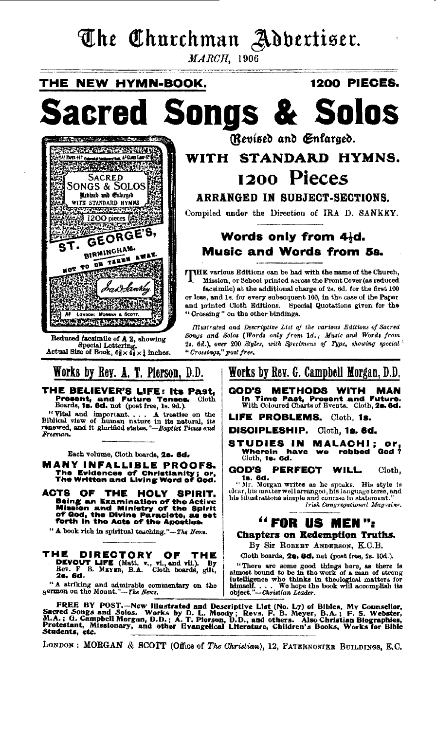# The Churchman Advertiser.

*MARCH*, 1906

**THE NEW HYMN-BOOK.** **1200 PIECES.**

# Sacred Songs & Solos

*Revised and Enlarged.*

## WITH STANDARD HYMNS.

## 1200 Pieces

### ARRANGED IN SUBJECT-SECTIONS.

Compiled under the Direction of IRA D. SANKEY.

### Words only from 4½d.
### Music and Words from 5s.

THE various Editions can be had with the name of the Church, Mission, or School printed across the Front Cover (as reduced facsimile) at the additional charge of 2s. 6d. for the first 100 or less, and 1s. for every subsequent 100, in the case of the Paper and printed Cloth Editions. Special Quotations given for the "Crossing" on the other bindings.

*Illustrated and Descriptive List of the various Editions of Sacred Songs and Solos (Words only from 1d.; Music and Words from 2s. 6d.), over 200 Styles, with Specimens of Type, showing special "Crossings," post free.*

SACRED SONGS & SOLOS Revised and Enlarged WITH STANDARD HYMNS 1200 pieces ST. GEORGE'S, BIRMINGHAM. NOT TO BE TAKEN AWAY. Ira D. Sankey LONDON: MORGAN & SCOTT.

Reduced facsimile of A 2, showing Special Lettering.
Actual Size of Book, 6⅜ × 4⅛ × ½ inches.

## Works by Rev. A. T. Pierson, D.D.

**THE BELIEVER'S LIFE: Its Past, Present, and Future Tenses.** Cloth Boards, **1s. 6d.** net (post free, 1s. 9d.).

"Vital and important. . . . A treatise on the Biblical view of human nature in its natural, its renewed, and it glorified states."—*Baptist Times and Freeman.*

Each volume, Cloth boards, **2s. 6d.**

**MANY INFALLIBLE PROOFS. The Evidences of Christianity; or, The Written and Living Word of God.**

**ACTS OF THE HOLY SPIRIT. Being an Examination of the Active Mission and Ministry of the Spirit of God, the Divine Paraclete, as set forth in the Acts of the Apostles.**

"A book rich in spiritual teaching."—*The News.*

**THE DIRECTORY OF THE DEVOUT LIFE** (Matt. v., vi., and vii.). By Rev. F. B. MEYER, B.A. Cloth boards, gilt, **2s. 6d.**

"A striking and admirable commentary on the sermon on the Mount."—*The News.*

## Works by Rev. G. Campbell Morgan, D.D.

**GOD'S METHODS WITH MAN in Time Past, Present and Future.** With Coloured Charts of Events. Cloth, **2s. 6d.**

**LIFE PROBLEMS.** Cloth, **1s.**

**DISCIPLESHIP.** Cloth, **1s. 6d.**

**STUDIES IN MALACHI; or, Wherein have we robbed God?** Cloth, **1s. 6d.**

**GOD'S PERFECT WILL.** Cloth, **1s. 6d.**

"Mr. Morgan writes as he speaks. His style is clear, his matter well arranged, his language terse, and his illustrations simple and concise in statement."
*Irish Congregational Magazine.*

## "FOR US MEN":
### Chapters on Redemption Truths.

By Sir ROBERT ANDERSON, K.C.B.

Cloth boards, **2s. 6d.** net (post free, 2s. 10d.).

"There are some good things here, as there is almost bound to be in the work of a man of strong intelligence who thinks in theological matters for himself. . . . We hope the book will accomplish its object."—*Christian Leader.*

**FREE BY POST.—New Illustrated and Descriptive List (No. L7) of Bibles, My Counsellor, Sacred Songs and Solos. Works by D. L. Moody; Revs. F. B. Meyer, B.A.; F. S. Webster, M.A.; G. Campbell Morgan, D.D.; A. T. Pierson, D.D., and others. Also Christian Biographies, Protestant, Missionary, and other Evangelical Literature, Children's Books, Works for Bible Students, etc.**

LONDON: MORGAN & SCOTT (Office of *The Christian*), 12, PATERNOSTER BUILDINGS, E.C.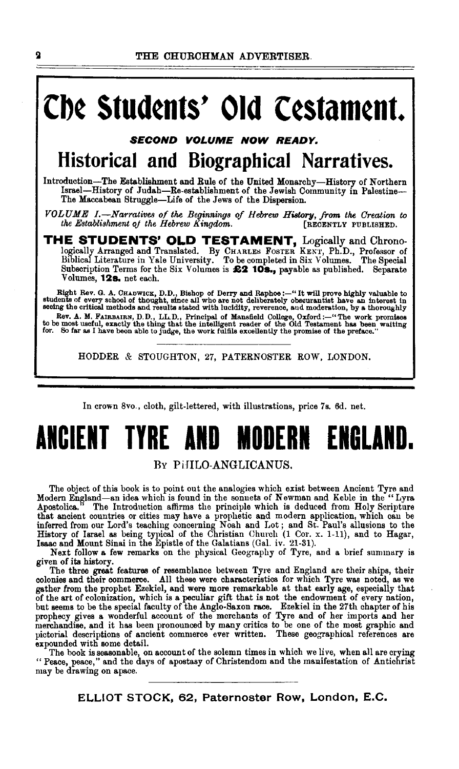# The Students' Old Testament.

***SECOND VOLUME NOW READY.***

## Historical and Biographical Narratives.

Introduction—The Establishment and Rule of the United Monarchy—History of Northern Israel—History of Judah—Re-establishment of the Jewish Community in Palestine—The Maccabean Struggle—Life of the Jews of the Dispersion.

*VOLUME I.—Narratives of the Beginnings of Hebrew History, from the Creation to the Establishment of the Hebrew Kingdom.* [RECENTLY PUBLISHED.

**THE STUDENTS' OLD TESTAMENT,** Logically and Chronologically Arranged and Translated. By CHARLES FOSTER KENT, Ph.D., Professor of Biblical Literature in Yale University. To be completed in Six Volumes. The Special Subscription Terms for the Six Volumes is **£2 10s.,** payable as published. Separate Volumes, **12s.** net each.

Right Rev. G. A. CHADWICK, D.D., Bishop of Derry and Raphoe:—"It will prove highly valuable to students of every school of thought, since all who are not deliberately obscurantist have an interest in seeing the critical methods and results stated with lucidity, reverence, and moderation, by a thoroughly

Rev. A. M. FAIRBAIRN, D.D., LL.D., Principal of Mansfield College, Oxford:—"The work promises to be most useful, exactly the thing that the intelligent reader of the Old Testament has been waiting for. So far as I have been able to judge, the work fulfils excellently the promise of the preface."

HODDER & STOUGHTON, 27, PATERNOSTER ROW, LONDON.

---

In crown 8vo., cloth, gilt-lettered, with illustrations, price 7s. 6d. net.

# ANCIENT TYRE AND MODERN ENGLAND.

BY PHILO-ANGLICANUS.

The object of this book is to point out the analogies which exist between Ancient Tyre and Modern England—an idea which is found in the sonnets of Newman and Keble in the "Lyra Apostolica." The Introduction affirms the principle which is deduced from Holy Scripture that ancient countries or cities may have a prophetic and modern application, which can be inferred from our Lord's teaching concerning Noah and Lot; and St. Paul's allusions to the History of Israel as being typical of the Christian Church (1 Cor. x. 1-11), and to Hagar, Isaac and Mount Sinai in the Epistle of the Galatians (Gal. iv. 21-31).

Next follow a few remarks on the physical Geography of Tyre, and a brief summary is given of its history.

The three great features of resemblance between Tyre and England are their ships, their colonies and their commerce. All these were characteristics for which Tyre was noted, as we gather from the prophet Ezekiel, and were more remarkable at that early age, especially that of the art of colonization, which is a peculiar gift that is not the endowment of every nation, but seems to be the special faculty of the Anglo-Saxon race. Ezekiel in the 27th chapter of his prophecy gives a wonderful account of the merchants of Tyre and of her imports and her merchandise, and it has been pronounced by many critics to be one of the most graphic and pictorial descriptions of ancient commerce ever written. These geographical references are expounded with some detail.

The book is seasonable, on account of the solemn times in which we live, when all are crying "Peace, peace," and the days of apostasy of Christendom and the manifestation of Antichrist may be drawing on apace.

ELLIOT STOCK, 62, Paternoster Row, London, E.C.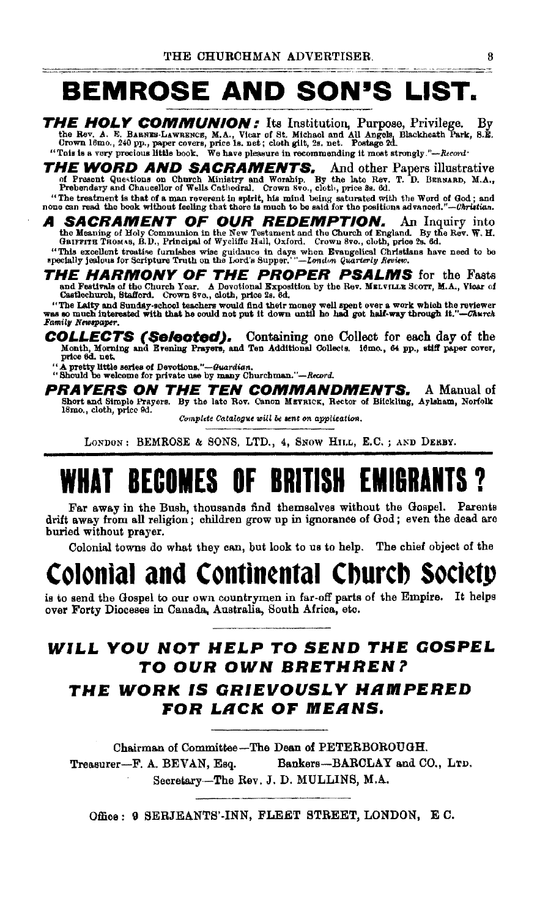# BEMROSE AND SON'S LIST.

**THE HOLY COMMUNION:** Its Institution, Purpose, Privilege. By the Rev. A. E. BARNES-LAWRENCE, M.A., Vicar of St. Michael and All Angels, Blackheath Park, S.E. Crown 16mo., 240 pp., paper covers, price 1s. net; cloth gilt, 2s. net. Postage 2d.

"This is a very precious little book. We have pleasure in recommending it most strongly."—*Record*.

**THE WORD AND SACRAMENTS.** And other Papers illustrative of Present Questions on Church Ministry and Worship. By the late Rev. T. D. BERNARD, M.A., Prebendary and Chancellor of Wells Cathedral. Crown 8vo., cloth, price 3s. 6d.

"The treatment is that of a man reverent in spirit, his mind being saturated with the Word of God; and none can read the book without feeling that there is much to be said for the positions advanced."—*Christian*.

**A SACRAMENT OF OUR REDEMPTION.** An Inquiry into the Meaning of Holy Communion in the New Testament and the Church of England. By the Rev. W. H. GRIFFITH THOMAS, B.D., Principal of Wycliffe Hall, Oxford. Crown 8vo., cloth, price 2s. 6d.

"This excellent treatise furnishes wise guidance in days when Evangelical Christians have need to be specially jealous for Scripture Truth on the Lord's Supper.'"—*London Quarterly Review*.

**THE HARMONY OF THE PROPER PSALMS** for the Fasts and Festivals of the Church Year. A Devotional Exposition by the Rev. MELVILLE SCOTT, M.A., Vicar of Castlechurch, Stafford. Crown 8vo., cloth, price 2s. 6d.

"The Laity and Sunday-school teachers would find their money well spent over a work which the reviewer was so much interested with that he could not put it down until he had got half-way through it."—*Church Family Newspaper*.

**COLLECTS (Selected).** Containing one Collect for each day of the Month, Morning and Evening Prayers, and Ten Additional Collects. 16mo., 64 pp., stiff paper cover, price 6d. net.

"A pretty little series of Devotions."—*Guardian*.
"Should be welcome for private use by many Churchman."—*Record*.

**PRAYERS ON THE TEN COMMANDMENTS.** A Manual of Short and Simple Prayers. By the late Rev. Canon MEYRICK, Rector of Blickling, Aylsham, Norfolk 18mo., cloth, price 9d.

*Complete Catalogue will be sent on application.*

LONDON: BEMROSE & SONS, LTD., 4, SNOW HILL, E.C.; AND DERBY.

# WHAT BECOMES OF BRITISH EMIGRANTS?

Far away in the Bush, thousands find themselves without the Gospel. Parents drift away from all religion; children grow up in ignorance of God; even the dead are buried without prayer.

Colonial towns do what they can, but look to us to help. The chief object of the

# Colonial and Continental Church Society

is to send the Gospel to our own countrymen in far-off parts of the Empire. It helps over Forty Dioceses in Canada, Australia, South Africa, etc.

## *WILL YOU NOT HELP TO SEND THE GOSPEL TO OUR OWN BRETHREN?*

## *THE WORK IS GRIEVOUSLY HAMPERED FOR LACK OF MEANS.*

Chairman of Committee—The Dean of PETERBOROUGH.
Treasurer—F. A. BEVAN, Esq. Bankers—BARCLAY and CO., LTD.
Secretary—The Rev. J. D. MULLINS, M.A.

Office: 9 SERJEANTS'-INN, FLEET STREET, LONDON, E.C.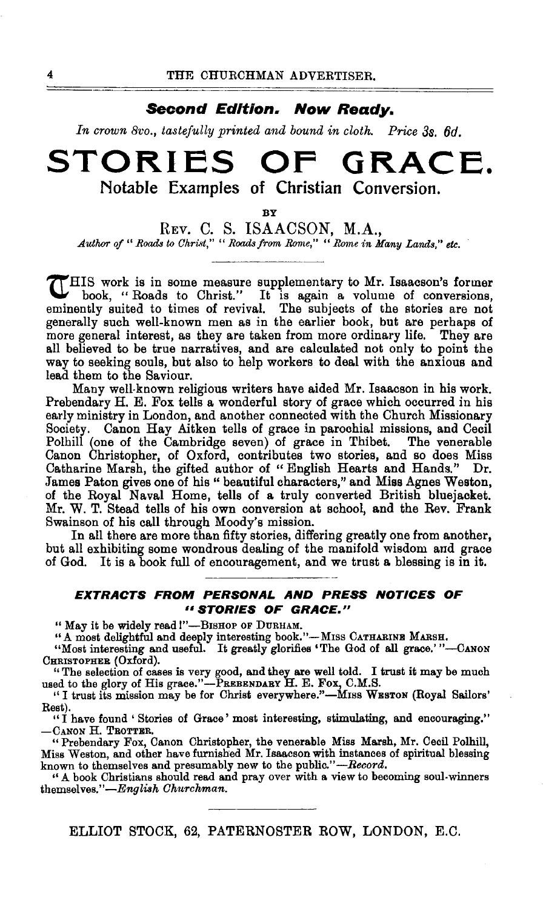**_Second Edition. Now Ready._**

*In crown 8vo., tastefully printed and bound in cloth. Price 3s. 6d.*

# STORIES OF GRACE.

## Notable Examples of Christian Conversion.

BY

REV. C. S. ISAACSON, M.A.,

*Author of "Roads to Christ," "Roads from Rome," "Rome in Many Lands," etc.*

---

THIS work is in some measure supplementary to Mr. Isaacson's former book, "Roads to Christ." It is again a volume of conversions, eminently suited to times of revival. The subjects of the stories are not generally such well-known men as in the earlier book, but are perhaps of more general interest, as they are taken from more ordinary life. They are all believed to be true narratives, and are calculated not only to point the way to seeking souls, but also to help workers to deal with the anxious and lead them to the Saviour.

Many well-known religious writers have aided Mr. Isaacson in his work. Prebendary H. E. Fox tells a wonderful story of grace which occurred in his early ministry in London, and another connected with the Church Missionary Society. Canon Hay Aitken tells of grace in parochial missions, and Cecil Polhill (one of the Cambridge seven) of grace in Thibet. The venerable Canon Christopher, of Oxford, contributes two stories, and so does Miss Catharine Marsh, the gifted author of "English Hearts and Hands." Dr. James Paton gives one of his "beautiful characters," and Miss Agnes Weston, of the Royal Naval Home, tells of a truly converted British bluejacket. Mr. W. T. Stead tells of his own conversion at school, and the Rev. Frank Swainson of his call through Moody's mission.

In all there are more than fifty stories, differing greatly one from another, but all exhibiting some wondrous dealing of the manifold wisdom and grace of God. It is a book full of encouragement, and we trust a blessing is in it.

---

### EXTRACTS FROM PERSONAL AND PRESS NOTICES OF "STORIES OF GRACE."

"May it be widely read!"—BISHOP OF DURHAM.

"A most delightful and deeply interesting book."—MISS CATHARINE MARSH.

"Most interesting and useful. It greatly glorifies 'The God of all grace.'"—CANON CHRISTOPHER (Oxford).

"The selection of cases is very good, and they are well told. I trust it may be much used to the glory of His grace."—PREBENDARY H. E. FOX, C.M.S.

"I trust its mission may be for Christ everywhere."—MISS WESTON (Royal Sailors' Rest).

"I have found 'Stories of Grace' most interesting, stimulating, and encouraging."—CANON H. TROTTER.

"Prebendary Fox, Canon Christopher, the venerable Miss Marsh, Mr. Cecil Polhill, Miss Weston, and other have furnished Mr. Isaacson with instances of spiritual blessing known to themselves and presumably new to the public."—*Record.*

"A book Christians should read and pray over with a view to becoming soul-winners themselves."—*English Churchman.*

---

ELLIOT STOCK, 62, PATERNOSTER ROW, LONDON, E.C.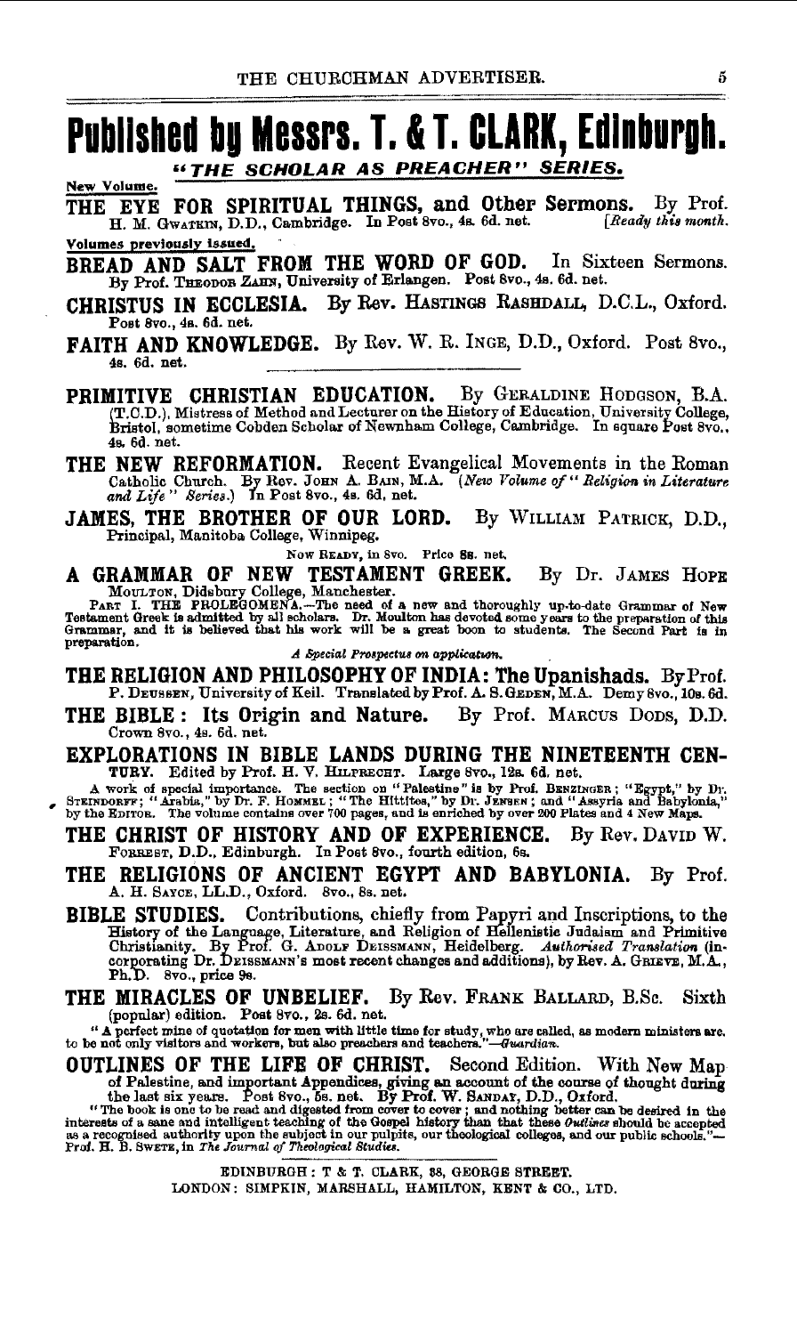# Published by Messrs. T. & T. CLARK, Edinburgh.

## *"THE SCHOLAR AS PREACHER" SERIES.*

New Volume.

**THE EYE FOR SPIRITUAL THINGS, and Other Sermons.** By Prof. H. M. GWATKIN, D.D., Cambridge. In Post 8vo., 4s. 6d. net. *[Ready this month.*

Volumes previously issued.

**BREAD AND SALT FROM THE WORD OF GOD.** In Sixteen Sermons. By Prof. THEODOR ZAHN, University of Erlangen. Post 8vo., 4s. 6d. net.

**CHRISTUS IN ECCLESIA.** By Rev. HASTINGS RASHDALL, D.C.L., Oxford. Post 8vo., 4s. 6d. net.

**FAITH AND KNOWLEDGE.** By Rev. W. R. INGE, D.D., Oxford. Post 8vo., 4s. 6d. net.

---

**PRIMITIVE CHRISTIAN EDUCATION.** By GERALDINE HODGSON, B.A. (T.C.D.), Mistress of Method and Lecturer on the History of Education, University College, Bristol, sometime Cobden Scholar of Newnham College, Cambridge. In square Post 8vo., 4s. 6d. net.

**THE NEW REFORMATION.** Recent Evangelical Movements in the Roman Catholic Church. By Rev. JOHN A. BAIN, M.A. (*New Volume of "Religion in Literature and Life" Series.*) In Post 8vo., 4s. 6d. net.

**JAMES, THE BROTHER OF OUR LORD.** By WILLIAM PATRICK, D.D., Principal, Manitoba College, Winnipeg.

NOW READY, in 8vo. Price 8s. net.

**A GRAMMAR OF NEW TESTAMENT GREEK.** By Dr. JAMES HOPE MOULTON, Didsbury College, Manchester.

PART I. THE PROLEGOMENA.—The need of a new and thoroughly up-to-date Grammar of New Testament Greek is admitted by all scholars. Dr. Moulton has devoted some years to the preparation of this Grammar, and it is believed that his work will be a great boon to students. The Second Part is in preparation.

*A Special Prospectus on application.*

**THE RELIGION AND PHILOSOPHY OF INDIA: The Upanishads.** By Prof. P. DEUSSEN, University of Keil. Translated by Prof. A. S. GEDEN, M.A. Demy 8vo., 10s. 6d.

**THE BIBLE: Its Origin and Nature.** By Prof. MARCUS DODS, D.D. Crown 8vo., 4s. 6d. net.

**EXPLORATIONS IN BIBLE LANDS DURING THE NINETEENTH CENTURY.** Edited by Prof. H. V. HILPRECHT. Large 8vo., 12s. 6d. net.

A work of special importance. The section on "Palestine" is by Prof. BENZINGER; "Egypt," by Dr. STEINDORFF; "Arabia," by Dr. F. HOMMEL; "The Hittites," by Dr. JENSEN; and "Assyria and Babylonia," by the EDITOR. The volume contains over 700 pages, and is enriched by over 200 Plates and 4 New Maps.

**THE CHRIST OF HISTORY AND OF EXPERIENCE.** By Rev. DAVID W. FORREST, D.D., Edinburgh. In Post 8vo., fourth edition, 6s.

**THE RELIGIONS OF ANCIENT EGYPT AND BABYLONIA.** By Prof. A. H. SAYCE, LL.D., Oxford. 8vo., 8s. net.

**BIBLE STUDIES.** Contributions, chiefly from Papyri and Inscriptions, to the History of the Language, Literature, and Religion of Hellenistic Judaism and Primitive Christianity. By Prof. G. ADOLF DEISSMANN, Heidelberg. *Authorised Translation* (incorporating Dr. DEISSMANN's most recent changes and additions), by Rev. A. GRIEVE, M.A., Ph.D. 8vo., price 9s.

**THE MIRACLES OF UNBELIEF.** By Rev. FRANK BALLARD, B.Sc. Sixth (popular) edition. Post 8vo., 2s. 6d. net.

"A perfect mine of quotation for men with little time for study, who are called, as modern ministers are, to be not only visitors and workers, but also preachers and teachers."—*Guardian.*

**OUTLINES OF THE LIFE OF CHRIST.** Second Edition. With New Map of Palestine, and important Appendices, giving an account of the course of thought during the last six years. Post 8vo., 5s. net. By Prof. W. SANDAY, D.D., Oxford.

"The book is one to be read and digested from cover to cover; and nothing better can be desired in the interests of a sane and intelligent teaching of the Gospel history than that these *Outlines* should be accepted as a recognised authority upon the subject in our pulpits, our theological colleges, and our public schools."—Prof. H. B. SWETE, in *The Journal of Theological Studies.*

EDINBURGH: T & T. CLARK, 38, GEORGE STREET.
LONDON: SIMPKIN, MARSHALL, HAMILTON, KENT & CO., LTD.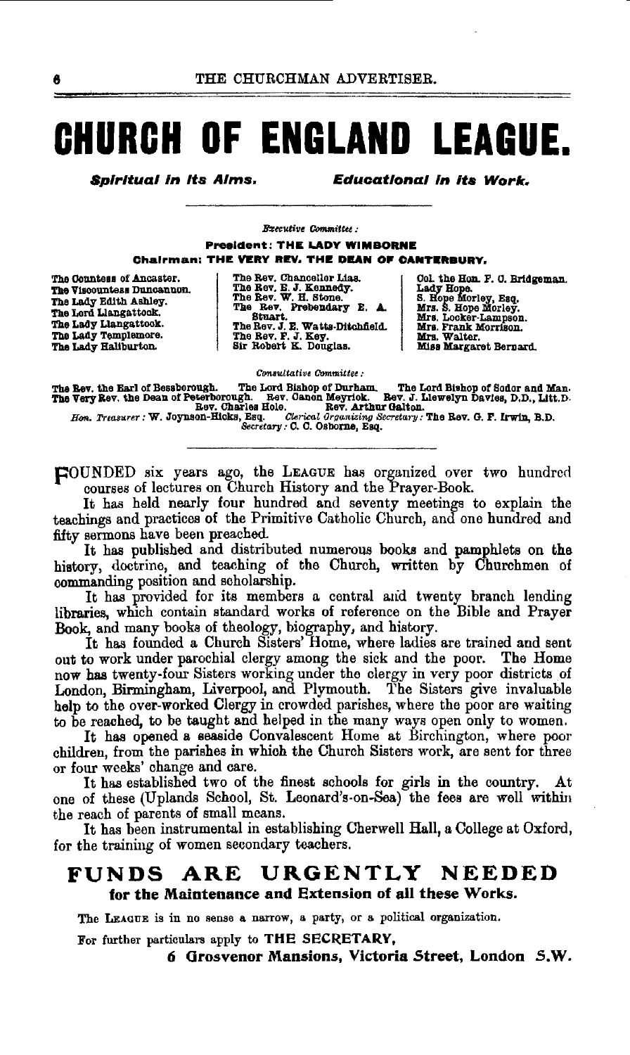// THE CHURCHMAN ADVERTISER. — omitted as running header

# CHURCH OF ENGLAND LEAGUE.

***Spiritual in its Aims.*** ***Educational in its Work.***

*Executive Committee:*

**President: THE LADY WIMBORNE**

**Chairman: THE VERY REV. THE DEAN OF CANTERBURY.**

The Countess of Ancaster.
The Viscountess Duncannon.
The Lady Edith Ashley.
The Lord Llangattock.
The Lady Llangattock.
The Lady Templemore.
The Lady Haliburton.
The Rev. Chancellor Lias.
The Rev. E. J. Kennedy.
The Rev. W. H. Stone.
The Rev. Prebendary E. A. Stuart.
The Rev. J. E. Watts-Ditchfield.
The Rev. F. J. Key.
Sir Robert K. Douglas.
Col. the Hon. F. C. Bridgeman.
Lady Hope.
S. Hope Morley, Esq.
Mrs. S. Hope Morley.
Mrs. Locker-Lampson.
Mrs. Frank Morrison.
Mrs. Walter.
Miss Margaret Bernard.

*Consultative Committee:*

The Rev. the Earl of Bessborough. The Lord Bishop of Durham. The Lord Bishop of Sodor and Man. The Very Rev. the Dean of Peterborough. Rev. Canon Meyrick. Rev. J. Llewelyn Davies, D.D., Litt.D. Rev. Charles Hole. Rev. Arthur Galton.

*Hon. Treasurer:* W. Joynson-Hicks, Esq. *Clerical Organizing Secretary:* The Rev. G. F. Irwin, B.D.
*Secretary:* C. C. Osborne, Esq.

---

FOUNDED six years ago, the LEAGUE has organized over two hundred courses of lectures on Church History and the Prayer-Book.

It has held nearly four hundred and seventy meetings to explain the teachings and practices of the Primitive Catholic Church, and one hundred and fifty sermons have been preached.

It has published and distributed numerous books and pamphlets on the history, doctrine, and teaching of the Church, written by Churchmen of commanding position and scholarship.

It has provided for its members a central and twenty branch lending libraries, which contain standard works of reference on the Bible and Prayer Book, and many books of theology, biography, and history.

It has founded a Church Sisters' Home, where ladies are trained and sent out to work under parochial clergy among the sick and the poor. The Home now has twenty-four Sisters working under the clergy in very poor districts of London, Birmingham, Liverpool, and Plymouth. The Sisters give invaluable help to the over-worked Clergy in crowded parishes, where the poor are waiting to be reached, to be taught and helped in the many ways open only to women.

It has opened a seaside Convalescent Home at Birchington, where poor children, from the parishes in which the Church Sisters work, are sent for three or four weeks' change and care.

It has established two of the finest schools for girls in the country. At one of these (Uplands School, St. Leonard's-on-Sea) the fees are well within the reach of parents of small means.

It has been instrumental in establishing Cherwell Hall, a College at Oxford, for the training of women secondary teachers.

## FUNDS ARE URGENTLY NEEDED

**for the Maintenance and Extension of all these Works.**

The LEAGUE is in no sense a narrow, a party, or a political organization.

For further particulars apply to **THE SECRETARY,**

**6 Grosvenor Mansions, Victoria Street, London S.W.**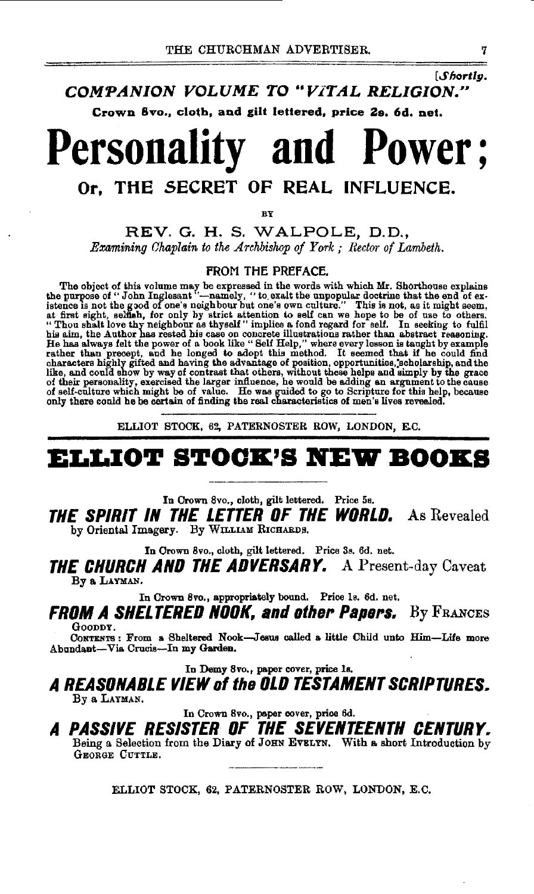*[Shortly.*

*COMPANION VOLUME TO "VITAL RELIGION."*

**Crown 8vo., cloth, and gilt lettered, price 2s. 6d. net.**

# Personality and Power;

## Or, THE SECRET OF REAL INFLUENCE.

BY

REV. G. H. S. WALPOLE, D.D.,

*Examining Chaplain to the Archbishop of York; Rector of Lambeth.*

FROM THE PREFACE.

The object of this volume may be expressed in the words with which Mr. Shorthouse explains the purpose of "John Inglesant"—namely, "to exalt the unpopular doctrine that the end of existence is not the good of one's neighbour but one's own culture." This is not, as it might seem, at first sight, selfish, for only by strict attention to self can we hope to be of use to others. "Thou shalt love thy neighbour as thyself" implies a fond regard for self. In seeking to fulfil his aim, the Author has rested his case on concrete illustrations rather than abstract reasoning. He has always felt the power of a book like "Self Help," where every lesson is taught by example rather than precept, and he longed to adopt this method. It seemed that if he could find characters highly gifted and having the advantage of position, opportunities, scholarship, and the like, and could show by way of contrast that others, without these helps and simply by the grace of their personality, exercised the larger influence, he would be adding an argument to the cause of self-culture which might be of value. He was guided to go to Scripture for this help, because only there could he be certain of finding the real characteristics of men's lives revealed.

ELLIOT STOCK, 62, PATERNOSTER ROW, LONDON, E.C.

# ELLIOT STOCK'S NEW BOOKS

In Crown 8vo., cloth, gilt lettered. Price 5s.

***THE SPIRIT IN THE LETTER OF THE WORLD.*** As Revealed by Oriental Imagery. By WILLIAM RICHARDS.

In Crown 8vo., cloth, gilt lettered. Price 3s. 6d. net.

***THE CHURCH AND THE ADVERSARY.*** A Present-day Caveat By a LAYMAN.

In Crown 8vo., appropriately bound. Price 1s. 6d. net.

***FROM A SHELTERED NOOK, and other Papers.*** By FRANCES GOODDY.

CONTENTS: From a Sheltered Nook—Jesus called a little Child unto Him—Life more Abundant—Via Crucis—In my Garden.

In Demy 8vo., paper cover, price 1s.

***A REASONABLE VIEW of the OLD TESTAMENT SCRIPTURES.*** By a LAYMAN.

In Crown 8vo., paper cover, price 6d.

***A PASSIVE RESISTER OF THE SEVENTEENTH CENTURY.*** Being a Selection from the Diary of JOHN EVELYN. With a short Introduction by GEORGE CUTTLE.

ELLIOT STOCK, 62, PATERNOSTER ROW, LONDON, E.C.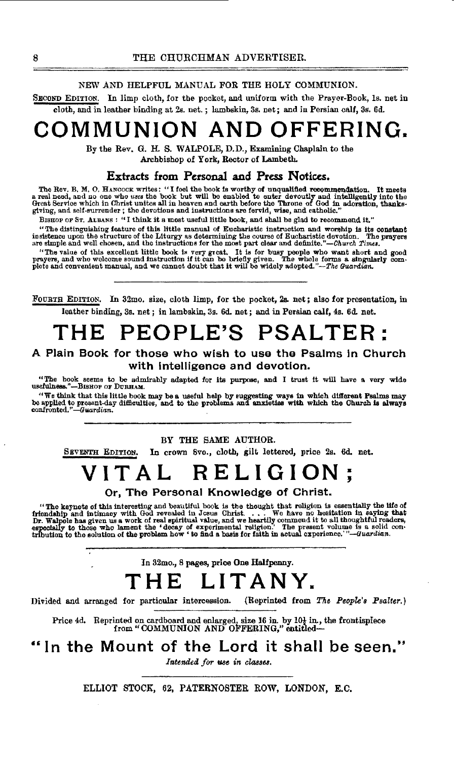NEW AND HELPFUL MANUAL FOR THE HOLY COMMUNION.

SECOND EDITION. In limp cloth, for the pocket, and uniform with the Prayer-Book, 1s. net in cloth, and in leather binding at 2s. net.; lambskin, 3s. net; and in Persian calf, 3s. 6d.

# COMMUNION AND OFFERING.

By the Rev. G. H. S. WALPOLE, D.D., Examining Chaplain to the Archbishop of York, Rector of Lambeth.

## Extracts from Personal and Press Notices.

The Rev. B. M. O. HANCOCK writes: "I feel the book is worthy of unqualified recommendation. It meets a real need, and no one who *uses* the book but will be enabled to enter devoutly and intelligently into the Great Service which in Christ unites all in heaven and earth before the Throne of God in adoration, thanksgiving, and self-surrender; the devotions and instructions are fervid, wise, and catholic."

BISHOP OF ST. ALBANS: "I think it a most useful little book, and shall be glad to recommend it."

"The distinguishing feature of this little manual of Eucharistic instruction and worship is its constant insistence upon the structure of the Liturgy as determining the course of Eucharistic devotion. The prayers are simple and well chosen, and the instructions for the most part clear and definite."—*Church Times.*

"The value of this excellent little book is very great. It is for busy people who want short and good prayers, and who welcome sound instruction if it can be briefly given. The whole forms a singularly complete and convenient manual, and we cannot doubt that it will be widely adopted."—*The Guardian.*

---

FOURTH EDITION. In 32mo. size, cloth limp, for the pocket, 2s. net; also for presentation, in leather binding, 3s. net; in lambskin, 3s. 6d. net; and in Persian calf, 4s. 6d. net.

# THE PEOPLE'S PSALTER:

### A Plain Book for those who wish to use the Psalms in Church with intelligence and devotion.

"The book seems to be admirably adapted for its purpose, and I trust it will have a very wide usefulness."—BISHOP OF DURHAM.

"We think that this little book may be a useful help by suggesting ways in which different Psalms may be applied to present-day difficulties, and to the problems and anxieties with which the Church is always confronted."—*Guardian.*

---

BY THE SAME AUTHOR.

SEVENTH EDITION. In crown 8vo., cloth, gilt lettered, price 2s. 6d. net.

# VITAL RELIGION;

### Or, The Personal Knowledge of Christ.

"The keynote of this interesting and beautiful book is the thought that religion is essentially the life of friendship and intimacy with God revealed in Jesus Christ. . . . We have no hesitation in saying that Dr. Walpole has given us a work of real spiritual value, and we heartily commend it to all thoughtful readers, especially to those who lament the 'decay of experimental religion.' The present volume is a solid contribution to the solution of the problem how 'to find a basis for faith in actual experience.'"—*Guardian.*

---

In 32mo., 8 pages, price One Halfpenny.

# THE LITANY.

Divided and arranged for particular intercession. (Reprinted from *The People's Psalter.*)

---

Price 4d. Reprinted on cardboard and enlarged, size 16 in. by 10½ in., the frontispiece from "COMMUNION AND OFFERING," entitled—

## "In the Mount of the Lord it shall be seen."

*Intended for use in classes.*

---

ELLIOT STOCK, 62, PATERNOSTER ROW, LONDON, E.C.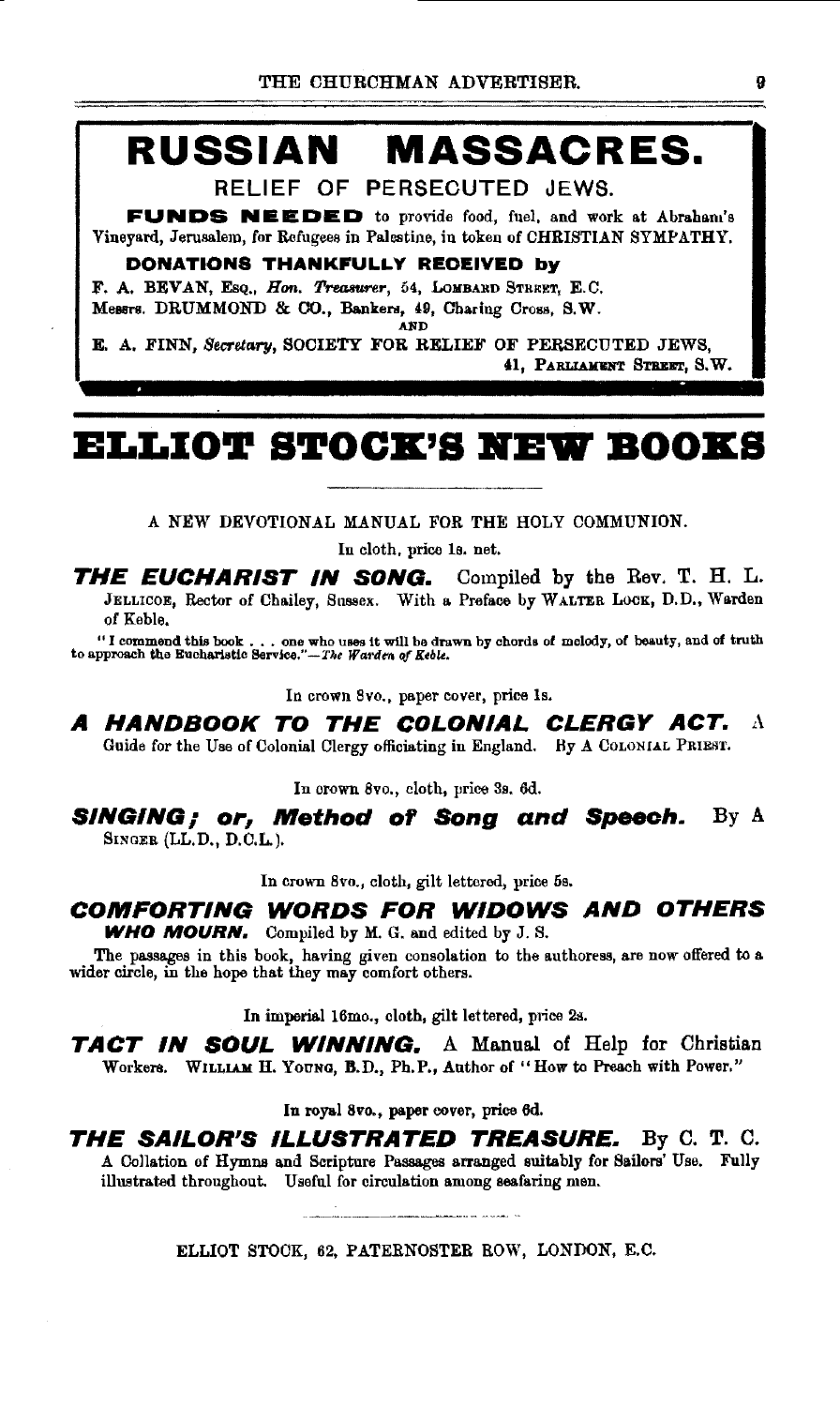# RUSSIAN MASSACRES.

RELIEF OF PERSECUTED JEWS.

**FUNDS NEEDED** to provide food, fuel, and work at Abraham's Vineyard, Jerusalem, for Refugees in Palestine, in token of CHRISTIAN SYMPATHY.

**DONATIONS THANKFULLY RECEIVED by**

F. A. BEVAN, Esq., *Hon. Treasurer*, 54, LOMBARD STREET, E.C.
Messrs. DRUMMOND & CO., Bankers, 49, Charing Cross, S.W.
AND
E. A. FINN, *Secretary*, SOCIETY FOR RELIEF OF PERSECUTED JEWS,
41, PARLIAMENT STREET, S.W.

---

# ELLIOT STOCK'S NEW BOOKS

A NEW DEVOTIONAL MANUAL FOR THE HOLY COMMUNION.

In cloth, price 1s. net.

***THE EUCHARIST IN SONG.*** Compiled by the Rev. T. H. L. JELLICOE, Rector of Chailey, Sussex. With a Preface by WALTER LOCK, D.D., Warden of Keble.

"I commend this book . . . one who uses it will be drawn by chords of melody, of beauty, and of truth to approach the Eucharistic Service."—*The Warden of Keble.*

In crown 8vo., paper cover, price 1s.

***A HANDBOOK TO THE COLONIAL CLERGY ACT.*** A Guide for the Use of Colonial Clergy officiating in England. By A COLONIAL PRIEST.

In crown 8vo., cloth, price 3s. 6d.

***SINGING; or, Method of Song and Speech.*** By A SINGER (LL.D., D.C.L.).

In crown 8vo., cloth, gilt lettered, price 5s.

***COMFORTING WORDS FOR WIDOWS AND OTHERS WHO MOURN.*** Compiled by M. G. and edited by J. S.

The passages in this book, having given consolation to the authoress, are now offered to a wider circle, in the hope that they may comfort others.

In imperial 16mo., cloth, gilt lettered, price 2s.

***TACT IN SOUL WINNING.*** A Manual of Help for Christian Workers. WILLIAM H. YOUNG, B.D., Ph.P., Author of "How to Preach with Power."

In royal 8vo., paper cover, price 6d.

***THE SAILOR'S ILLUSTRATED TREASURE.*** By C. T. C. A Collation of Hymns and Scripture Passages arranged suitably for Sailors' Use. Fully illustrated throughout. Useful for circulation among seafaring men.

ELLIOT STOCK, 62, PATERNOSTER ROW, LONDON, E.C.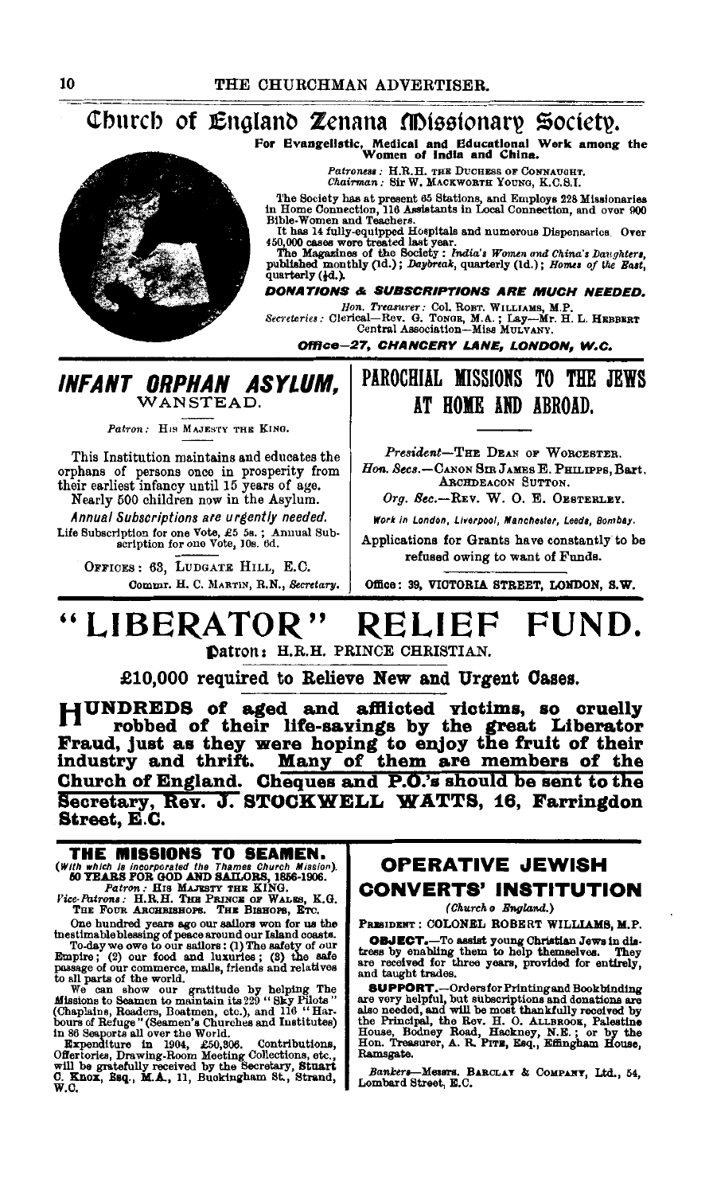# Church of England Zenana Missionary Society.

**For Evangelistic, Medical and Educational Work among the Women of India and China.**

*Patroness:* H.R.H. THE DUCHESS OF CONNAUGHT.
*Chairman:* SIR W. MACKWORTH YOUNG, K.C.S.I.

The Society has at present 65 Stations, and Employs 228 Missionaries in Home Connection, 116 Assistants in Local Connection, and over 900 Bible-Women and Teachers.

It has 14 fully-equipped Hospitals and numerous Dispensaries. Over 450,000 cases were treated last year.

The Magazines of the Society: *India's Women and China's Daughters*, published monthly (1d.); *Daybreak*, quarterly (1d.); *Homes of the East*, quarterly (½d.).

***DONATIONS & SUBSCRIPTIONS ARE MUCH NEEDED.***

*Hon. Treasurer:* COL. ROBT. WILLIAMS, M.P.
*Secretaries:* Clerical—REV. G. TONGE, M.A.; Lay—MR. H. L. HEBBERT
Central Association—MISS MULVANY.

***Office—27, CHANCERY LANE, LONDON, W.C.***

---

## *INFANT ORPHAN ASYLUM,*
### WANSTEAD.

*Patron:* HIS MAJESTY THE KING.

This Institution maintains and educates the orphans of persons once in prosperity from their earliest infancy until 15 years of age. Nearly 500 children now in the Asylum.

*Annual Subscriptions are urgently needed.*

Life Subscription for one Vote, £5 5s.; Annual Subscription for one Vote, 10s. 6d.

OFFICES: 63, LUDGATE HILL, E.C.
COMMR. H. C. MARTIN, R.N., *Secretary.*

---

## PAROCHIAL MISSIONS TO THE JEWS AT HOME AND ABROAD.

*President*—THE DEAN OF WORCESTER.
*Hon. Secs.*—CANON SIR JAMES E. PHILIPPS, Bart. ARCHDEACON SUTTON.
*Org. Sec.*—REV. W. O. E. OESTERLEY.

*Work in London, Liverpool, Manchester, Leeds, Bombay.*

Applications for Grants have constantly to be refused owing to want of Funds.

Office: 39, VICTORIA STREET, LONDON, S.W.

---

# "LIBERATOR" RELIEF FUND.

**Patron: H.R.H. PRINCE CHRISTIAN.**

**£10,000 required to Relieve New and Urgent Cases.**

**HUNDREDS of aged and afflicted victims, so cruelly robbed of their life-savings by the great Liberator Fraud, just as they were hoping to enjoy the fruit of their industry and thrift. Many of them are members of the Church of England. Cheques and P.O.'s should be sent to the Secretary, Rev. J. STOCKWELL WATTS, 16, Farringdon Street, E.C.**

---

## THE MISSIONS TO SEAMEN.

*(With which is incorporated the Thames Church Mission).*
**60 YEARS FOR GOD AND SAILORS, 1856-1906.**

*Patron:* HIS MAJESTY THE KING.
*Vice-Patrons:* H.R.H. THE PRINCE OF WALES, K.G. THE FOUR ARCHBISHOPS. THE BISHOPS, ETC.

One hundred years ago our sailors won for us the inestimable blessing of peace around our Island coasts.

To-day we owe to our sailors: (1) The safety of our Empire; (2) our food and luxuries; (3) the safe passage of our commerce, mails, friends and relatives to all parts of the world.

We can show our gratitude by helping The Missions to Seamen to maintain its 229 "Sky Pilots" (Chaplains, Readers, Boatmen, etc.), and 116 "Harbours of Refuge" (Seamen's Churches and Institutes) in 86 Seaports all over the World.

Expenditure in 1904, £50,306. Contributions, Offertories, Drawing-Room Meeting Collections, etc., will be gratefully received by the Secretary, Stuart C. Knox, Esq., M.A., 11, Buckingham St., Strand, W.C.

---

## OPERATIVE JEWISH CONVERTS' INSTITUTION

*(Church o England.)*

PRESIDENT: COLONEL ROBERT WILLIAMS, M.P.

**OBJECT.**—To assist young Christian Jews in distress by enabling them to help themselves. They are received for three years, provided for entirely, and taught trades.

**SUPPORT.**—Orders for Printing and Bookbinding are very helpful, but subscriptions and donations are also needed, and will be most thankfully received by the Principal, the Rev. H. O. ALLBROOK, Palestine House, Bodney Road, Hackney, N.E.; or by the Hon. Treasurer, A. R. PITE, Esq., Effingham House, Ramsgate.

*Bankers*—Messrs. BARCLAY & COMPANY, Ltd., 54, Lombard Street, E.C.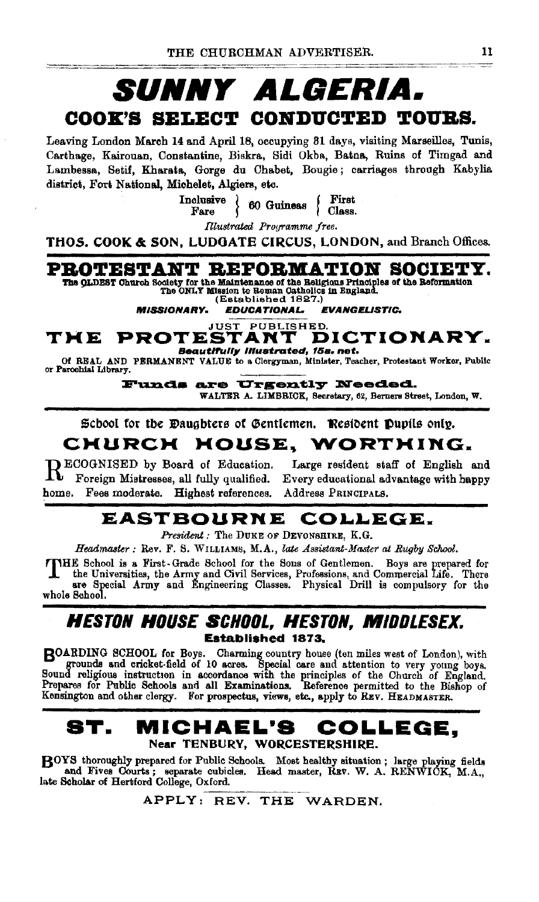# SUNNY ALGERIA.

## COOK'S SELECT CONDUCTED TOURS.

Leaving London March 14 and April 18, occupying 31 days, visiting Marseilles, Tunis, Carthage, Kairouan, Constantine, Biskra, Sidi Okba, Batna, Ruins of Timgad and Lambessa, Setif, Kharata, Gorge du Chabet, Bougie; carriages through Kabylia district, Fort National, Michelet, Algiers, etc.

Inclusive Fare } 60 Guineas { First Class.

*Illustrated Programme free.*

**THOS. COOK & SON, LUDGATE CIRCUS, LONDON, and Branch Offices.**

---

# PROTESTANT REFORMATION SOCIETY.

The OLDEST Church Society for the Maintenance of the Religious Principles of the Reformation
The ONLY Mission to Roman Catholics in England.
(Established 1827.)

***MISSIONARY. EDUCATIONAL. EVANGELISTIC.***

JUST PUBLISHED.

## THE PROTESTANT DICTIONARY.

***Beautifully Illustrated, 15s. net.***

Of REAL AND PERMANENT VALUE to a Clergyman, Minister, Teacher, Protestant Worker, Public or Parochial Library.

**Funds are Urgently Needed.**

WALTER A. LIMBRICK, Secretary, 62, Berners Street, London, W.

---

School for the Daughters of Gentlemen. Resident Pupils only.

## CHURCH HOUSE, WORTHING.

RECOGNISED by Board of Education. Large resident staff of English and Foreign Mistresses, all fully qualified. Every educational advantage with happy home. Fees moderate. Highest references. Address PRINCIPALS.

---

## EASTBOURNE COLLEGE.

*President*: The DUKE OF DEVONSHIRE, K.G.

*Headmaster*: Rev. F. S. WILLIAMS, M.A., *late Assistant-Master at Rugby School.*

THE School is a First-Grade School for the Sons of Gentlemen. Boys are prepared for the Universities, the Army and Civil Services, Professions, and Commercial Life. There are Special Army and Engineering Classes. Physical Drill is compulsory for the whole School.

---

## HESTON HOUSE SCHOOL, HESTON, MIDDLESEX.

**Established 1873.**

BOARDING SCHOOL for Boys. Charming country house (ten miles west of London), with grounds and cricket-field of 10 acres. Special care and attention to very young boys. Sound religious instruction in accordance with the principles of the Church of England. Prepares for Public Schools and all Examinations. Reference permitted to the Bishop of Kensington and other clergy. For prospectus, views, etc., apply to REV. HEADMASTER.

---

## ST. MICHAEL'S COLLEGE,

**Near TENBURY, WORCESTERSHIRE.**

BOYS thoroughly prepared for Public Schools. Most healthy situation; large playing fields and Fives Courts; separate cubicles. Head master, REV. W. A. RENWICK, M.A., late Scholar of Hertford College, Oxford.

APPLY: REV. THE WARDEN.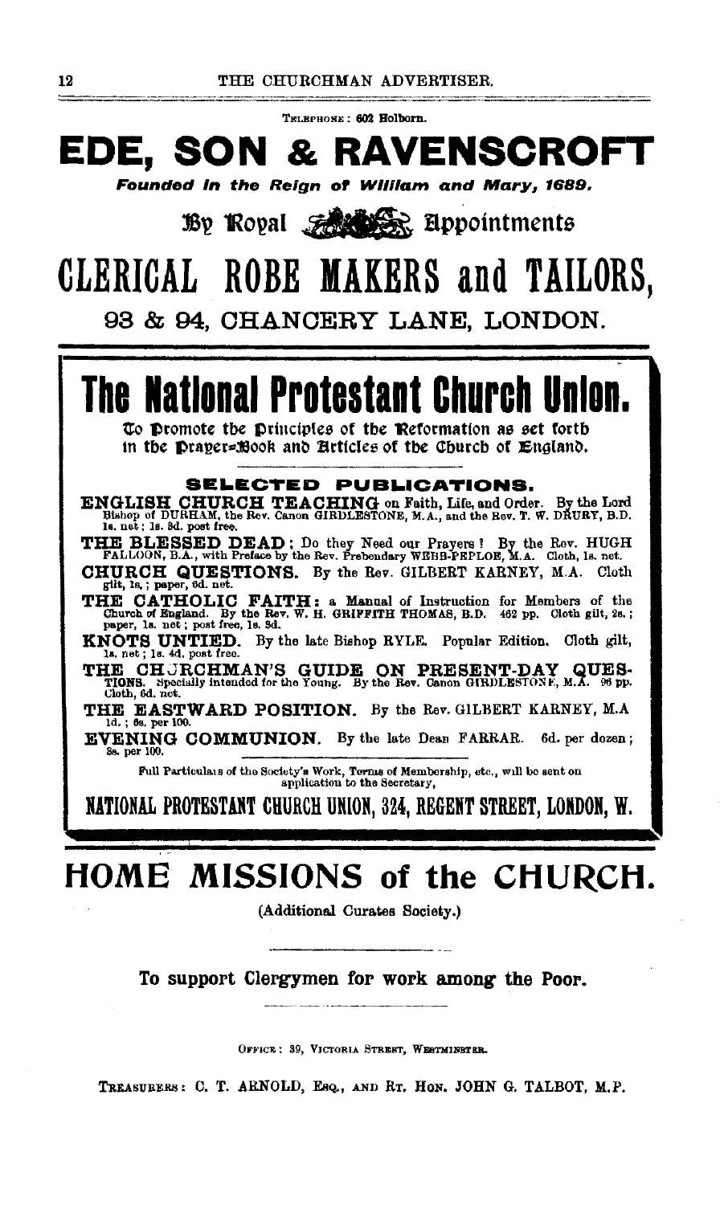TELEPHONE: 602 Holborn.

# EDE, SON & RAVENSCROFT

*Founded in the Reign of William and Mary, 1689.*

By Royal Appointments

# CLERICAL ROBE MAKERS and TAILORS,

## 93 & 94, CHANCERY LANE, LONDON.

# The National Protestant Church Union.

To Promote the Principles of the Reformation as set forth in the Prayer-Book and Articles of the Church of England.

### SELECTED PUBLICATIONS.

**ENGLISH CHURCH TEACHING** on Faith, Life, and Order. By the Lord Bishop of DURHAM, the Rev. Canon GIRDLESTONE, M.A., and the Rev. T. W. DRURY, B.D. 1s. net; 1s. 3d. post free.

**THE BLESSED DEAD**: Do they Need our Prayers? By the Rev. HUGH FALLOON, B.A., with Preface by the Rev. Prebendary WEBB-PEPLOE, M.A. Cloth, 1s. net.

**CHURCH QUESTIONS.** By the Rev. GILBERT KARNEY, M.A. Cloth gilt, 1s.; paper, 6d. net.

**THE CATHOLIC FAITH**: a Manual of Instruction for Members of the Church of England. By the Rev. W. H. GRIFFITH THOMAS, B.D. 462 pp. Cloth gilt, 2s.; paper, 1s. net; post free, 1s. 3d.

**KNOTS UNTIED.** By the late Bishop RYLE. Popular Edition. Cloth gilt, 1s. net; 1s. 4d. post free.

**THE CHURCHMAN'S GUIDE ON PRESENT-DAY QUESTIONS.** Specially intended for the Young. By the Rev. Canon GIRDLESTONE, M.A. 96 pp. Cloth, 6d. net.

**THE EASTWARD POSITION.** By the Rev. GILBERT KARNEY, M.A. 1d.; 6s. per 100.

**EVENING COMMUNION.** By the late Dean FARRAR. 6d. per dozen; 3s. per 100.

Full Particulars of the Society's Work, Terms of Membership, etc., will be sent on application to the Secretary,

**NATIONAL PROTESTANT CHURCH UNION, 324, REGENT STREET, LONDON, W.**

# HOME MISSIONS of the CHURCH.

(Additional Curates Society.)

**To support Clergymen for work among the Poor.**

OFFICE: 39, VICTORIA STREET, WESTMINSTER.

TREASURERS: C. T. ARNOLD, ESQ., AND RT. HON. JOHN G. TALBOT, M.P.